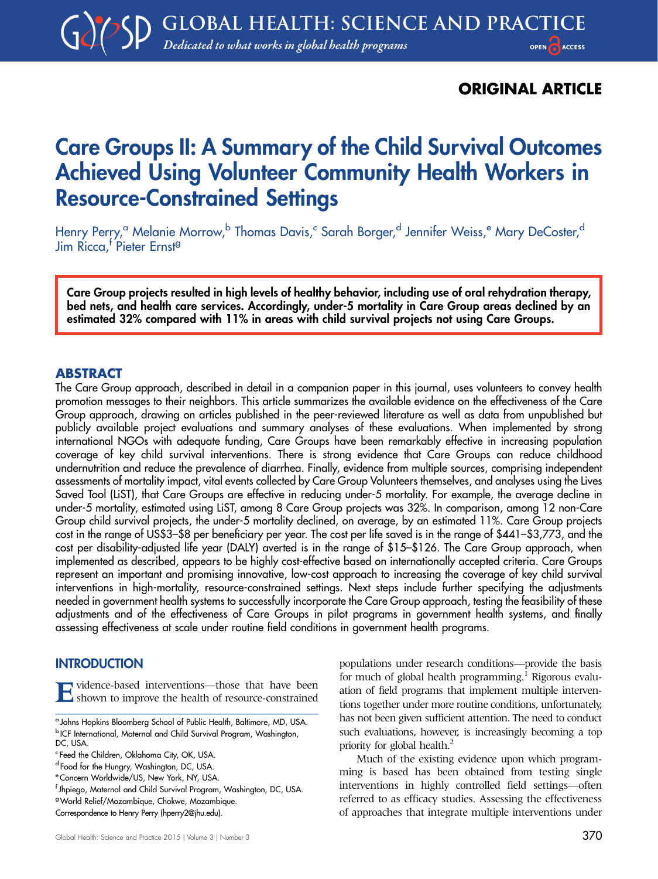ORIGINAL ARTICLE

# Care Groups II: A Summary of the Child Survival Outcomes Achieved Using Volunteer Community Health Workers in Resource-Constrained Settings

Henry Perry,[a] Melanie Morrow,[b] Thomas Davis,[c] Sarah Borger,[d] Jennifer Weiss,[e] Mary DeCoster,[d] Jim Ricca,[f] Pieter Ernst[g]

**Care Group projects resulted in high levels of healthy behavior, including use of oral rehydration therapy, bed nets, and health care services. Accordingly, under-5 mortality in Care Group areas declined by an estimated 32% compared with 11% in areas with child survival projects not using Care Groups.**

## ABSTRACT

The Care Group approach, described in detail in a companion paper in this journal, uses volunteers to convey health promotion messages to their neighbors. This article summarizes the available evidence on the effectiveness of the Care Group approach, drawing on articles published in the peer-reviewed literature as well as data from unpublished but publicly available project evaluations and summary analyses of these evaluations. When implemented by strong international NGOs with adequate funding, Care Groups have been remarkably effective in increasing population coverage of key child survival interventions. There is strong evidence that Care Groups can reduce childhood undernutrition and reduce the prevalence of diarrhea. Finally, evidence from multiple sources, comprising independent assessments of mortality impact, vital events collected by Care Group Volunteers themselves, and analyses using the Lives Saved Tool (LiST), that Care Groups are effective in reducing under-5 mortality. For example, the average decline in under-5 mortality, estimated using LiST, among 8 Care Group projects was 32%. In comparison, among 12 non-Care Group child survival projects, the under-5 mortality declined, on average, by an estimated 11%. Care Group projects cost in the range of US$3–$8 per beneficiary per year. The cost per life saved is in the range of $441–$3,773, and the cost per disability-adjusted life year (DALY) averted is in the range of $15–$126. The Care Group approach, when implemented as described, appears to be highly cost-effective based on internationally accepted criteria. Care Groups represent an important and promising innovative, low-cost approach to increasing the coverage of key child survival interventions in high-mortality, resource-constrained settings. Next steps include further specifying the adjustments needed in government health systems to successfully incorporate the Care Group approach, testing the feasibility of these adjustments and of the effectiveness of Care Groups in pilot programs in government health systems, and finally assessing effectiveness at scale under routine field conditions in government health programs.

## INTRODUCTION

Evidence-based interventions—those that have been shown to improve the health of resource-constrained populations under research conditions—provide the basis for much of global health programming.[1] Rigorous evaluation of field programs that implement multiple interventions together under more routine conditions, unfortunately, has not been given sufficient attention. The need to conduct such evaluations, however, is increasingly becoming a top priority for global health.[2]

Much of the existing evidence upon which programming is based has been obtained from testing single interventions in highly controlled field settings—often referred to as efficacy studies. Assessing the effectiveness of approaches that integrate multiple interventions under

[a] Johns Hopkins Bloomberg School of Public Health, Baltimore, MD, USA.
[b] ICF International, Maternal and Child Survival Program, Washington, DC, USA.
[c] Feed the Children, Oklahoma City, OK, USA.
[d] Food for the Hungry, Washington, DC, USA.
[e] Concern Worldwide/US, New York, NY, USA.
[f] Jhpiego, Maternal and Child Survival Program, Washington, DC, USA.
[g] World Relief/Mozambique, Chokwe, Mozambique.
Correspondence to Henry Perry (hperry2@jhu.edu).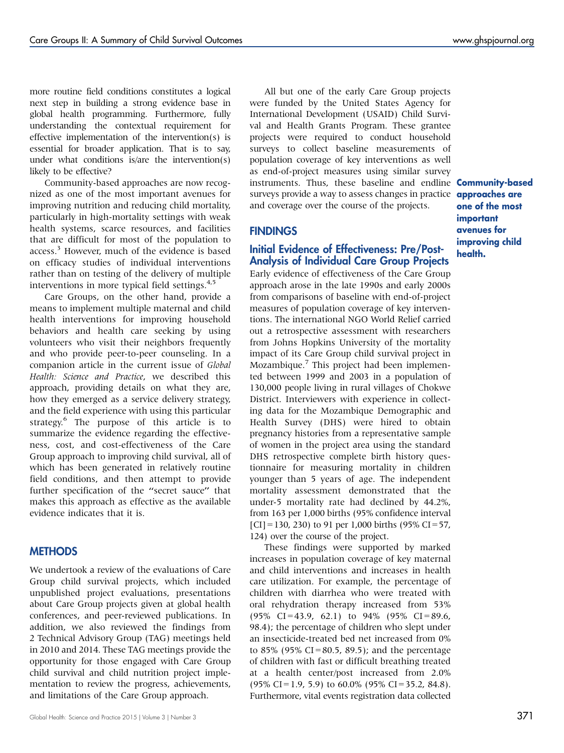more routine field conditions constitutes a logical next step in building a strong evidence base in global health programming. Furthermore, fully understanding the contextual requirement for effective implementation of the intervention(s) is essential for broader application. That is to say, under what conditions is/are the intervention(s) likely to be effective?

Community-based approaches are now recognized as one of the most important avenues for improving nutrition and reducing child mortality, particularly in high-mortality settings with weak health systems, scarce resources, and facilities that are difficult for most of the population to access.[3] However, much of the evidence is based on efficacy studies of individual interventions rather than on testing of the delivery of multiple interventions in more typical field settings.[4,5]

Care Groups, on the other hand, provide a means to implement multiple maternal and child health interventions for improving household behaviors and health care seeking by using volunteers who visit their neighbors frequently and who provide peer-to-peer counseling. In a companion article in the current issue of *Global Health: Science and Practice*, we described this approach, providing details on what they are, how they emerged as a service delivery strategy, and the field experience with using this particular strategy.[6] The purpose of this article is to summarize the evidence regarding the effectiveness, cost, and cost-effectiveness of the Care Group approach to improving child survival, all of which has been generated in relatively routine field conditions, and then attempt to provide further specification of the "secret sauce" that makes this approach as effective as the available evidence indicates that it is.

## METHODS

We undertook a review of the evaluations of Care Group child survival projects, which included unpublished project evaluations, presentations about Care Group projects given at global health conferences, and peer-reviewed publications. In addition, we also reviewed the findings from 2 Technical Advisory Group (TAG) meetings held in 2010 and 2014. These TAG meetings provide the opportunity for those engaged with Care Group child survival and child nutrition project implementation to review the progress, achievements, and limitations of the Care Group approach.

All but one of the early Care Group projects were funded by the United States Agency for International Development (USAID) Child Survival and Health Grants Program. These grantee projects were required to conduct household surveys to collect baseline measurements of population coverage of key interventions as well as end-of-project measures using similar survey instruments. Thus, these baseline and endline surveys provide a way to assess changes in practice and coverage over the course of the projects.

**Community-based approaches are one of the most important avenues for improving child health.**

## FINDINGS

### Initial Evidence of Effectiveness: Pre/Post-Analysis of Individual Care Group Projects

Early evidence of effectiveness of the Care Group approach arose in the late 1990s and early 2000s from comparisons of baseline with end-of-project measures of population coverage of key interventions. The international NGO World Relief carried out a retrospective assessment with researchers from Johns Hopkins University of the mortality impact of its Care Group child survival project in Mozambique.[7] This project had been implemented between 1999 and 2003 in a population of 130,000 people living in rural villages of Chokwe District. Interviewers with experience in collecting data for the Mozambique Demographic and Health Survey (DHS) were hired to obtain pregnancy histories from a representative sample of women in the project area using the standard DHS retrospective complete birth history questionnaire for measuring mortality in children younger than 5 years of age. The independent mortality assessment demonstrated that the under-5 mortality rate had declined by 44.2%, from 163 per 1,000 births (95% confidence interval [CI] = 130, 230) to 91 per 1,000 births (95% CI = 57, 124) over the course of the project.

These findings were supported by marked increases in population coverage of key maternal and child interventions and increases in health care utilization. For example, the percentage of children with diarrhea who were treated with oral rehydration therapy increased from 53% (95% CI = 43.9, 62.1) to 94% (95% CI = 89.6, 98.4); the percentage of children who slept under an insecticide-treated bed net increased from 0% to 85% (95% CI = 80.5, 89.5); and the percentage of children with fast or difficult breathing treated at a health center/post increased from 2.0% (95% CI = 1.9, 5.9) to 60.0% (95% CI = 35.2, 84.8). Furthermore, vital events registration data collected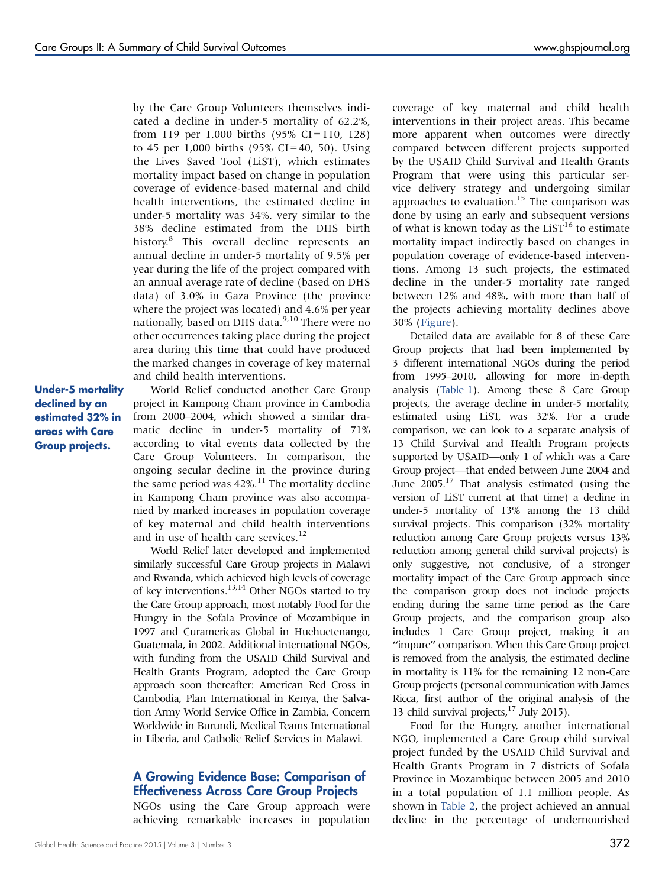by the Care Group Volunteers themselves indicated a decline in under-5 mortality of 62.2%, from 119 per 1,000 births (95% CI = 110, 128) to 45 per 1,000 births (95% CI = 40, 50). Using the Lives Saved Tool (LiST), which estimates mortality impact based on change in population coverage of evidence-based maternal and child health interventions, the estimated decline in under-5 mortality was 34%, very similar to the 38% decline estimated from the DHS birth history.[8] This overall decline represents an annual decline in under-5 mortality of 9.5% per year during the life of the project compared with an annual average rate of decline (based on DHS data) of 3.0% in Gaza Province (the province where the project was located) and 4.6% per year nationally, based on DHS data.[9,10] There were no other occurrences taking place during the project area during this time that could have produced the marked changes in coverage of key maternal and child health interventions.

**Under-5 mortality declined by an estimated 32% in areas with Care Group projects.**

World Relief conducted another Care Group project in Kampong Cham province in Cambodia from 2000–2004, which showed a similar dramatic decline in under-5 mortality of 71% according to vital events data collected by the Care Group Volunteers. In comparison, the ongoing secular decline in the province during the same period was 42%.[11] The mortality decline in Kampong Cham province was also accompanied by marked increases in population coverage of key maternal and child health interventions and in use of health care services.[12]

World Relief later developed and implemented similarly successful Care Group projects in Malawi and Rwanda, which achieved high levels of coverage of key interventions.[13,14] Other NGOs started to try the Care Group approach, most notably Food for the Hungry in the Sofala Province of Mozambique in 1997 and Curamericas Global in Huehuetenango, Guatemala, in 2002. Additional international NGOs, with funding from the USAID Child Survival and Health Grants Program, adopted the Care Group approach soon thereafter: American Red Cross in Cambodia, Plan International in Kenya, the Salvation Army World Service Office in Zambia, Concern Worldwide in Burundi, Medical Teams International in Liberia, and Catholic Relief Services in Malawi.

## A Growing Evidence Base: Comparison of Effectiveness Across Care Group Projects

NGOs using the Care Group approach were achieving remarkable increases in population coverage of key maternal and child health interventions in their project areas. This became more apparent when outcomes were directly compared between different projects supported by the USAID Child Survival and Health Grants Program that were using this particular service delivery strategy and undergoing similar approaches to evaluation.[15] The comparison was done by using an early and subsequent versions of what is known today as the LiST[16] to estimate mortality impact indirectly based on changes in population coverage of evidence-based interventions. Among 13 such projects, the estimated decline in the under-5 mortality rate ranged between 12% and 48%, with more than half of the projects achieving mortality declines above 30% (Figure).

Detailed data are available for 8 of these Care Group projects that had been implemented by 3 different international NGOs during the period from 1995–2010, allowing for more in-depth analysis (Table 1). Among these 8 Care Group projects, the average decline in under-5 mortality, estimated using LiST, was 32%. For a crude comparison, we can look to a separate analysis of 13 Child Survival and Health Program projects supported by USAID—only 1 of which was a Care Group project—that ended between June 2004 and June 2005.[17] That analysis estimated (using the version of LiST current at that time) a decline in under-5 mortality of 13% among the 13 child survival projects. This comparison (32% mortality reduction among Care Group projects versus 13% reduction among general child survival projects) is only suggestive, not conclusive, of a stronger mortality impact of the Care Group approach since the comparison group does not include projects ending during the same time period as the Care Group projects, and the comparison group also includes 1 Care Group project, making it an "impure" comparison. When this Care Group project is removed from the analysis, the estimated decline in mortality is 11% for the remaining 12 non-Care Group projects (personal communication with James Ricca, first author of the original analysis of the 13 child survival projects,[17] July 2015).

Food for the Hungry, another international NGO, implemented a Care Group child survival project funded by the USAID Child Survival and Health Grants Program in 7 districts of Sofala Province in Mozambique between 2005 and 2010 in a total population of 1.1 million people. As shown in Table 2, the project achieved an annual decline in the percentage of undernourished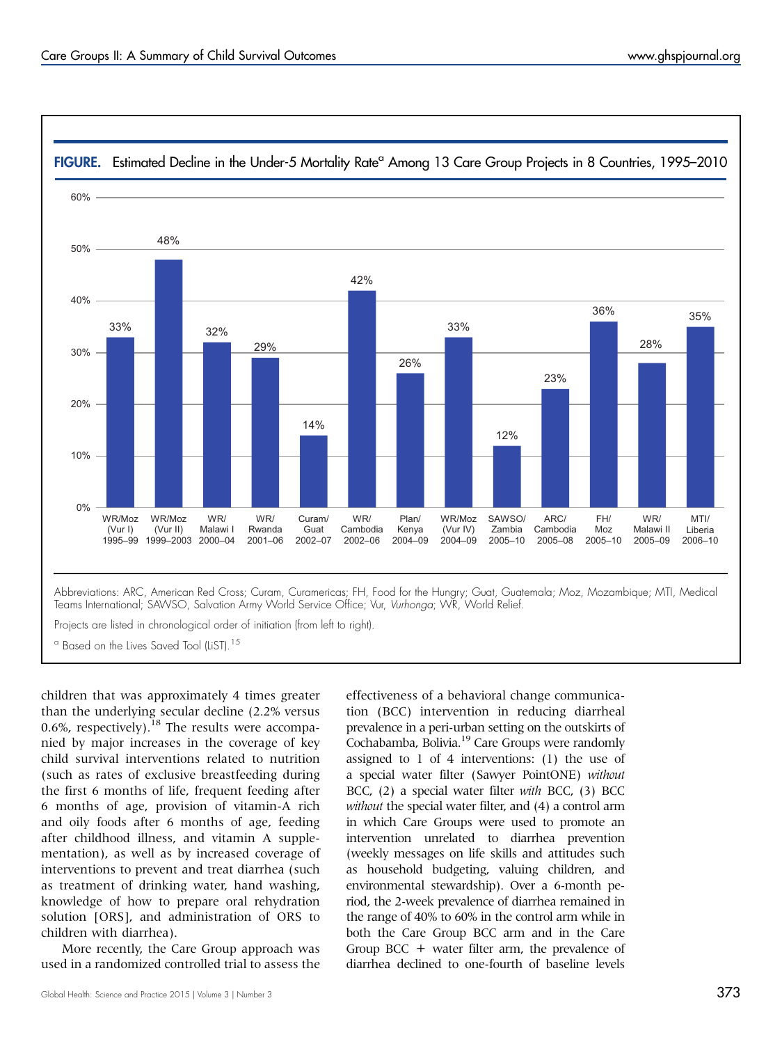**FIGURE.** Estimated Decline in the Under-5 Mortality Rate[a] Among 13 Care Group Projects in 8 Countries, 1995–2010

60%
50%
40%
30%
20%
10%
0%

33%
WR/Moz (Vur I) 1995–99

48%
WR/Moz (Vur II) 1999–2003

32%
WR/ Malawi I 2000–04

29%
WR/ Rwanda 2001–06

14%
Curam/ Guat 2002–07

42%
WR/ Cambodia 2002–06

26%
Plan/ Kenya 2004–09

33%
WR/Moz (Vur IV) 2004–09

12%
SAWSO/ Zambia 2005–10

23%
ARC/ Cambodia 2005–08

36%
FH/ Moz 2005–10

28%
WR/ Malawi II 2005–09

35%
MTI/ Liberia 2006–10

Abbreviations: ARC, American Red Cross; Curam, Curamericas; FH, Food for the Hungry; Guat, Guatemala; Moz, Mozambique; MTI, Medical Teams International; SAWSO, Salvation Army World Service Office; Vur, *Vurhonga*; WR, World Relief.

Projects are listed in chronological order of initiation (from left to right).

[a] Based on the Lives Saved Tool (LiST).[15]

children that was approximately 4 times greater than the underlying secular decline (2.2% versus 0.6%, respectively).[18] The results were accompanied by major increases in the coverage of key child survival interventions related to nutrition (such as rates of exclusive breastfeeding during the first 6 months of life, frequent feeding after 6 months of age, provision of vitamin-A rich and oily foods after 6 months of age, feeding after childhood illness, and vitamin A supplementation), as well as by increased coverage of interventions to prevent and treat diarrhea (such as treatment of drinking water, hand washing, knowledge of how to prepare oral rehydration solution [ORS], and administration of ORS to children with diarrhea).

More recently, the Care Group approach was used in a randomized controlled trial to assess the effectiveness of a behavioral change communication (BCC) intervention in reducing diarrheal prevalence in a peri-urban setting on the outskirts of Cochabamba, Bolivia.[19] Care Groups were randomly assigned to 1 of 4 interventions: (1) the use of a special water filter (Sawyer PointONE) *without* BCC, (2) a special water filter *with* BCC, (3) BCC *without* the special water filter, and (4) a control arm in which Care Groups were used to promote an intervention unrelated to diarrhea prevention (weekly messages on life skills and attitudes such as household budgeting, valuing children, and environmental stewardship). Over a 6-month period, the 2-week prevalence of diarrhea remained in the range of 40% to 60% in the control arm while in both the Care Group BCC arm and in the Care Group BCC + water filter arm, the prevalence of diarrhea declined to one-fourth of baseline levels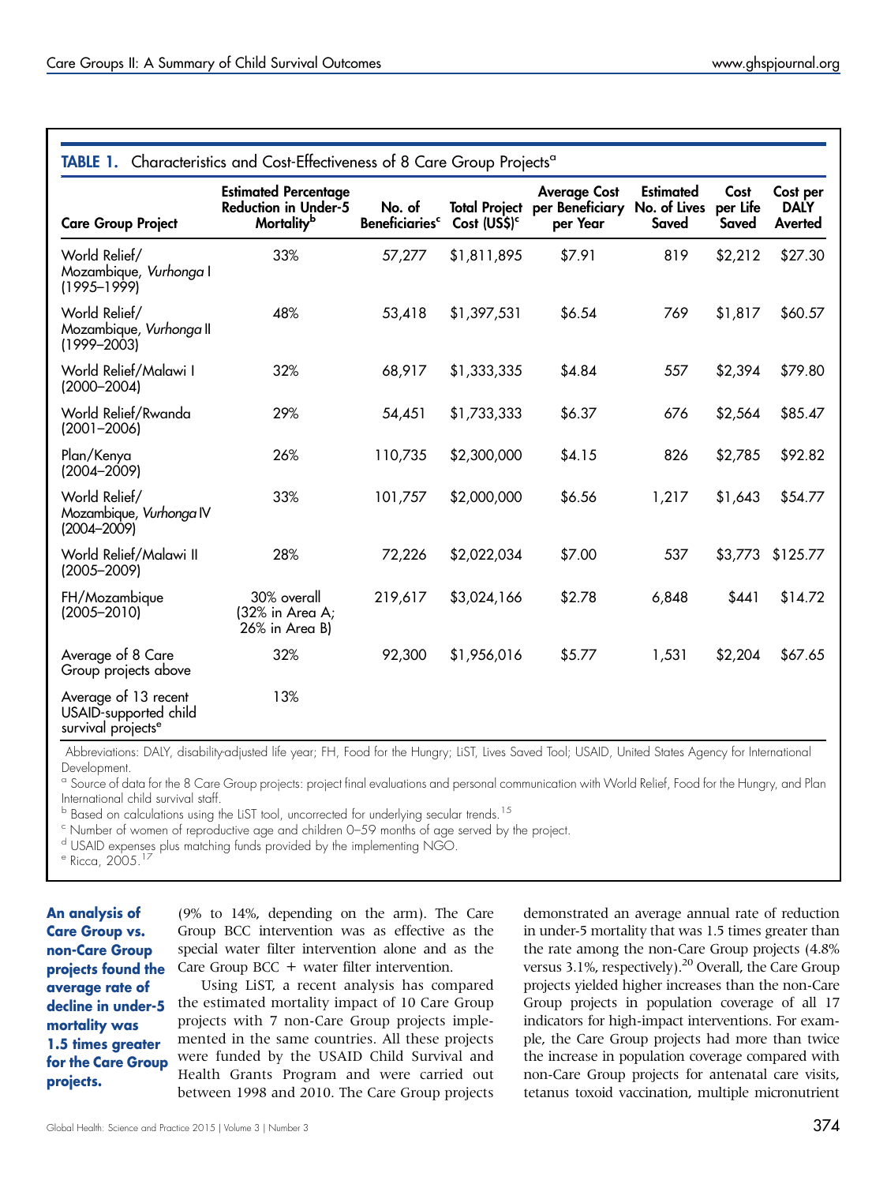**TABLE 1.** Characteristics and Cost-Effectiveness of 8 Care Group Projects[a]

| Care Group Project | Estimated Percentage Reduction in Under-5 Mortality[b] | No. of Beneficiaries[c] | Total Project Cost (US$)[c] | Average Cost per Beneficiary per Year | Estimated No. of Lives Saved | Cost per Life Saved | Cost per DALY Averted |
|---|---|---|---|---|---|---|---|
| World Relief/ Mozambique, *Vurhonga* I (1995–1999) | 33% | 57,277 | $1,811,895 | $7.91 | 819 | $2,212 | $27.30 |
| World Relief/ Mozambique, *Vurhonga* II (1999–2003) | 48% | 53,418 | $1,397,531 | $6.54 | 769 | $1,817 | $60.57 |
| World Relief/Malawi I (2000–2004) | 32% | 68,917 | $1,333,335 | $4.84 | 557 | $2,394 | $79.80 |
| World Relief/Rwanda (2001–2006) | 29% | 54,451 | $1,733,333 | $6.37 | 676 | $2,564 | $85.47 |
| Plan/Kenya (2004–2009) | 26% | 110,735 | $2,300,000 | $4.15 | 826 | $2,785 | $92.82 |
| World Relief/ Mozambique, *Vurhonga* IV (2004–2009) | 33% | 101,757 | $2,000,000 | $6.56 | 1,217 | $1,643 | $54.77 |
| World Relief/Malawi II (2005–2009) | 28% | 72,226 | $2,022,034 | $7.00 | 537 | $3,773 | $125.77 |
| FH/Mozambique (2005–2010) | 30% overall (32% in Area A; 26% in Area B) | 219,617 | $3,024,166 | $2.78 | 6,848 | $441 | $14.72 |
| Average of 8 Care Group projects above | 32% | 92,300 | $1,956,016 | $5.77 | 1,531 | $2,204 | $67.65 |
| Average of 13 recent USAID-supported child survival projects[e] | 13% | | | | | | |

Abbreviations: DALY, disability-adjusted life year; FH, Food for the Hungry; LiST, Lives Saved Tool; USAID, United States Agency for International Development.

[a] Source of data for the 8 Care Group projects: project final evaluations and personal communication with World Relief, Food for the Hungry, and Plan International child survival staff.

[b] Based on calculations using the LiST tool, uncorrected for underlying secular trends.[15]

[c] Number of women of reproductive age and children 0–59 months of age served by the project.

[d] USAID expenses plus matching funds provided by the implementing NGO.

[e] Ricca, 2005.[17]

**An analysis of Care Group vs. non-Care Group projects found the average rate of decline in under-5 mortality was 1.5 times greater for the Care Group projects.**

(9% to 14%, depending on the arm). The Care Group BCC intervention was as effective as the special water filter intervention alone and as the Care Group BCC + water filter intervention.

Using LiST, a recent analysis has compared the estimated mortality impact of 10 Care Group projects with 7 non-Care Group projects implemented in the same countries. All these projects were funded by the USAID Child Survival and Health Grants Program and were carried out between 1998 and 2010. The Care Group projects demonstrated an average annual rate of reduction in under-5 mortality that was 1.5 times greater than the rate among the non-Care Group projects (4.8% versus 3.1%, respectively).[20] Overall, the Care Group projects yielded higher increases than the non-Care Group projects in population coverage of all 17 indicators for high-impact interventions. For example, the Care Group projects had more than twice the increase in population coverage compared with non-Care Group projects for antenatal care visits, tetanus toxoid vaccination, multiple micronutrient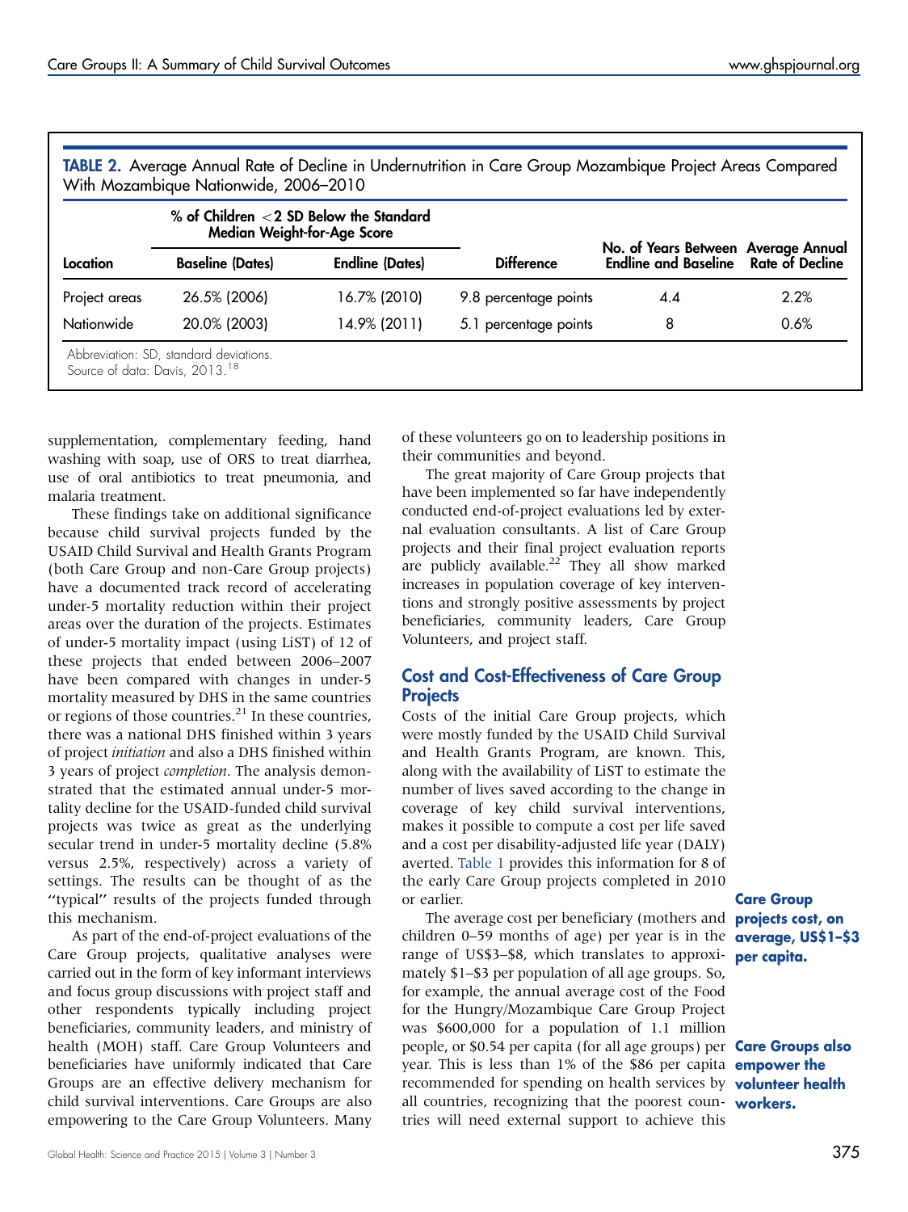**TABLE 2.** Average Annual Rate of Decline in Undernutrition in Care Group Mozambique Project Areas Compared With Mozambique Nationwide, 2006–2010

| Location | % of Children <2 SD Below the Standard Median Weight-for-Age Score | | Difference | No. of Years Between Endline and Baseline | Average Annual Rate of Decline |
|---|---|---|---|---|---|
| | Baseline (Dates) | Endline (Dates) | | | |
| Project areas | 26.5% (2006) | 16.7% (2010) | 9.8 percentage points | 4.4 | 2.2% |
| Nationwide | 20.0% (2003) | 14.9% (2011) | 5.1 percentage points | 8 | 0.6% |

Abbreviation: SD, standard deviations.
Source of data: Davis, 2013.[18]

supplementation, complementary feeding, hand washing with soap, use of ORS to treat diarrhea, use of oral antibiotics to treat pneumonia, and malaria treatment.

These findings take on additional significance because child survival projects funded by the USAID Child Survival and Health Grants Program (both Care Group and non-Care Group projects) have a documented track record of accelerating under-5 mortality reduction within their project areas over the duration of the projects. Estimates of under-5 mortality impact (using LiST) of 12 of these projects that ended between 2006–2007 have been compared with changes in under-5 mortality measured by DHS in the same countries or regions of those countries.[21] In these countries, there was a national DHS finished within 3 years of project *initiation* and also a DHS finished within 3 years of project *completion*. The analysis demonstrated that the estimated annual under-5 mortality decline for the USAID-funded child survival projects was twice as great as the underlying secular trend in under-5 mortality decline (5.8% versus 2.5%, respectively) across a variety of settings. The results can be thought of as the "typical" results of the projects funded through this mechanism.

As part of the end-of-project evaluations of the Care Group projects, qualitative analyses were carried out in the form of key informant interviews and focus group discussions with project staff and other respondents typically including project beneficiaries, community leaders, and ministry of health (MOH) staff. Care Group Volunteers and beneficiaries have uniformly indicated that Care Groups are an effective delivery mechanism for child survival interventions. Care Groups are also empowering to the Care Group Volunteers. Many of these volunteers go on to leadership positions in their communities and beyond.

The great majority of Care Group projects that have been implemented so far have independently conducted end-of-project evaluations led by external evaluation consultants. A list of Care Group projects and their final project evaluation reports are publicly available.[22] They all show marked increases in population coverage of key interventions and strongly positive assessments by project beneficiaries, community leaders, Care Group Volunteers, and project staff.

## Cost and Cost-Effectiveness of Care Group Projects

Costs of the initial Care Group projects, which were mostly funded by the USAID Child Survival and Health Grants Program, are known. This, along with the availability of LiST to estimate the number of lives saved according to the change in coverage of key child survival interventions, makes it possible to compute a cost per life saved and a cost per disability-adjusted life year (DALY) averted. Table 1 provides this information for 8 of the early Care Group projects completed in 2010 or earlier.

**Care Group projects cost, on average, US$1–$3 per capita.**

The average cost per beneficiary (mothers and children 0–59 months of age) per year is in the range of US$3–$8, which translates to approximately $1–$3 per population of all age groups. So, for example, the annual average cost of the Food for the Hungry/Mozambique Care Group Project was $600,000 for a population of 1.1 million people, or $0.54 per capita (for all age groups) per year. This is less than 1% of the $86 per capita recommended for spending on health services by all countries, recognizing that the poorest countries will need external support to achieve this

**Care Groups also empower the volunteer health workers.**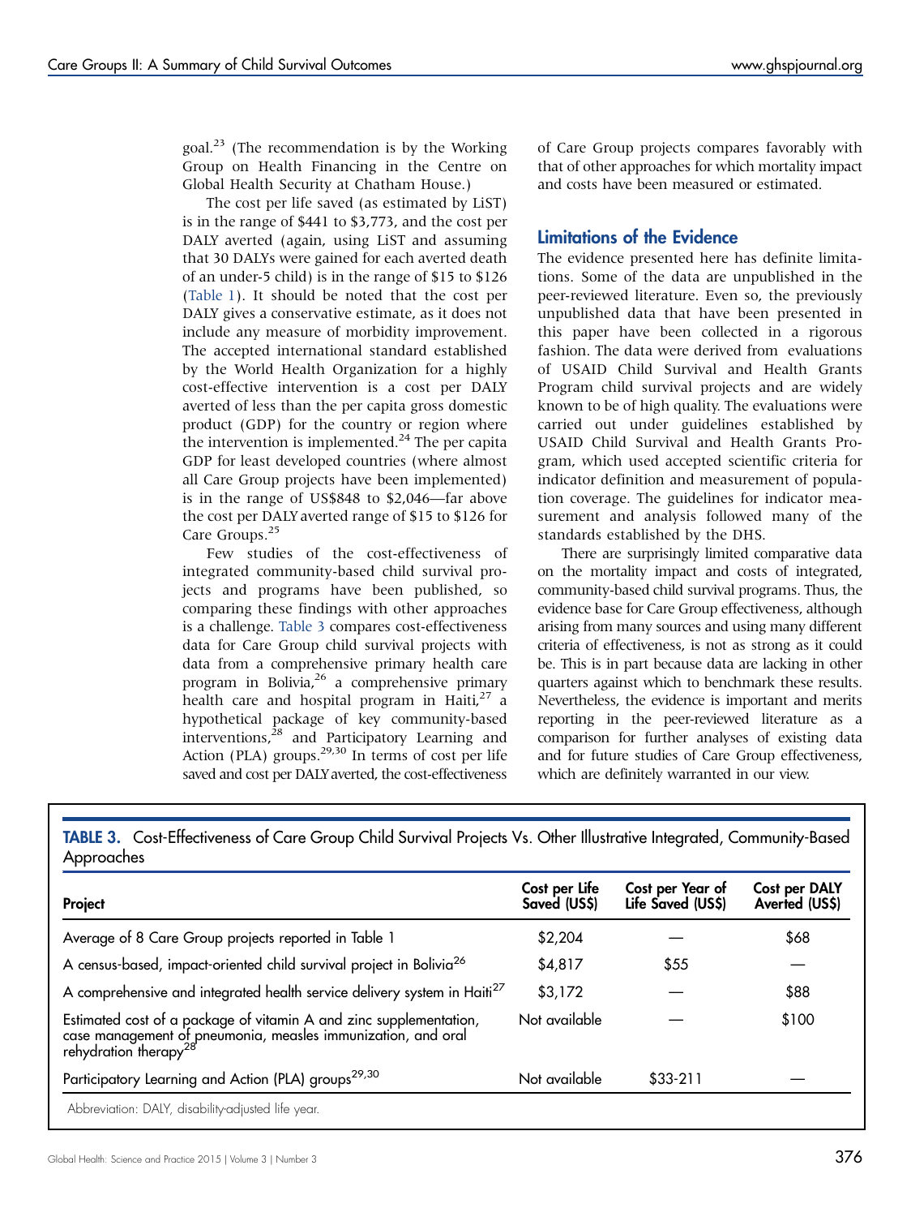goal.[23] (The recommendation is by the Working Group on Health Financing in the Centre on Global Health Security at Chatham House.)

The cost per life saved (as estimated by LiST) is in the range of $441 to $3,773, and the cost per DALY averted (again, using LiST and assuming that 30 DALYs were gained for each averted death of an under-5 child) is in the range of $15 to $126 (Table 1). It should be noted that the cost per DALY gives a conservative estimate, as it does not include any measure of morbidity improvement. The accepted international standard established by the World Health Organization for a highly cost-effective intervention is a cost per DALY averted of less than the per capita gross domestic product (GDP) for the country or region where the intervention is implemented.[24] The per capita GDP for least developed countries (where almost all Care Group projects have been implemented) is in the range of US$848 to 2,046—far above the cost per DALY averted range of $15 to $126 for Care Groups.[25]

Few studies of the cost-effectiveness of integrated community-based child survival projects and programs have been published, so comparing these findings with other approaches is a challenge. Table 3 compares cost-effectiveness data for Care Group child survival projects with data from a comprehensive primary health care program in Bolivia,[26] a comprehensive primary health care and hospital program in Haiti,[27] a hypothetical package of key community-based interventions,[28] and Participatory Learning and Action (PLA) groups.[29,30] In terms of cost per life saved and cost per DALY averted, the cost-effectiveness of Care Group projects compares favorably with that of other approaches for which mortality impact and costs have been measured or estimated.

## Limitations of the Evidence

The evidence presented here has definite limitations. Some of the data are unpublished in the peer-reviewed literature. Even so, the previously unpublished data that have been presented in this paper have been collected in a rigorous fashion. The data were derived from evaluations of USAID Child Survival and Health Grants Program child survival projects and are widely known to be of high quality. The evaluations were carried out under guidelines established by USAID Child Survival and Health Grants Program, which used accepted scientific criteria for indicator definition and measurement of population coverage. The guidelines for indicator measurement and analysis followed many of the standards established by the DHS.

There are surprisingly limited comparative data on the mortality impact and costs of integrated, community-based child survival programs. Thus, the evidence base for Care Group effectiveness, although arising from many sources and using many different criteria of effectiveness, is not as strong as it could be. This is in part because data are lacking in other quarters against which to benchmark these results. Nevertheless, the evidence is important and merits reporting in the peer-reviewed literature as a comparison for further analyses of existing data and for future studies of Care Group effectiveness, which are definitely warranted in our view.

**TABLE 3.** Cost-Effectiveness of Care Group Child Survival Projects Vs. Other Illustrative Integrated, Community-Based Approaches

| Project | Cost per Life Saved (US$) | Cost per Year of Life Saved (US$) | Cost per DALY Averted (US$) |
|---|---|---|---|
| Average of 8 Care Group projects reported in Table 1 | $2,204 | — | $68 |
| A census-based, impact-oriented child survival project in Bolivia[26] | $4,817 | $55 | — |
| A comprehensive and integrated health service delivery system in Haiti[27] | $3,172 | — | $88 |
| Estimated cost of a package of vitamin A and zinc supplementation, case management of pneumonia, measles immunization, and oral rehydration therapy[28] | Not available | — | $100 |
| Participatory Learning and Action (PLA) groups[29,30] | Not available | $33-211 | — |

Abbreviation: DALY, disability-adjusted life year.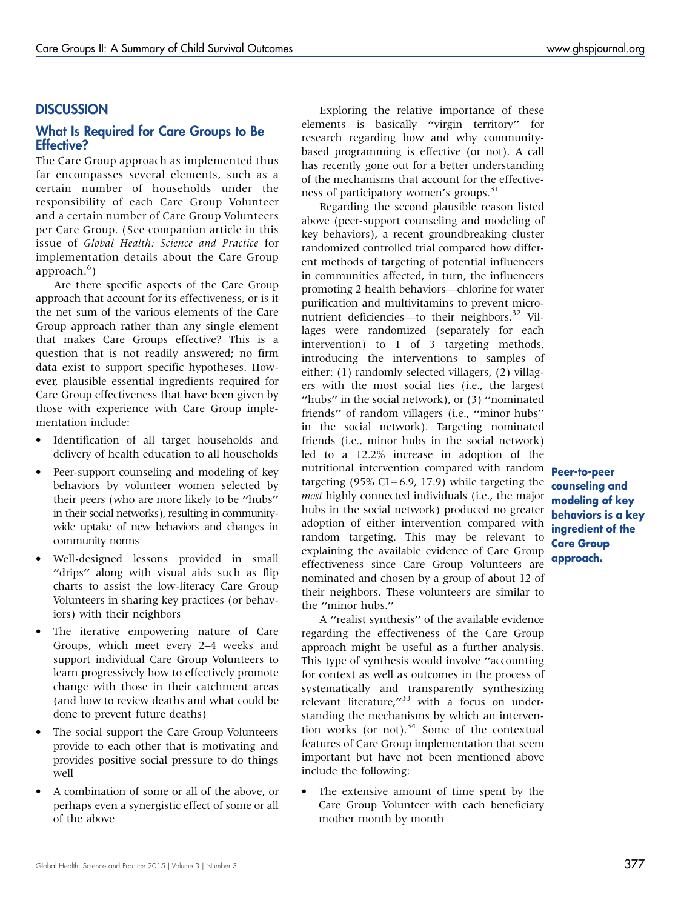## DISCUSSION

### What Is Required for Care Groups to Be Effective?

The Care Group approach as implemented thus far encompasses several elements, such as a certain number of households under the responsibility of each Care Group Volunteer and a certain number of Care Group Volunteers per Care Group. (See companion article in this issue of *Global Health: Science and Practice* for implementation details about the Care Group approach.[6])

Are there specific aspects of the Care Group approach that account for its effectiveness, or is it the net sum of the various elements of the Care Group approach rather than any single element that makes Care Groups effective? This is a question that is not readily answered; no firm data exist to support specific hypotheses. However, plausible essential ingredients required for Care Group effectiveness that have been given by those with experience with Care Group implementation include:

- Identification of all target households and delivery of health education to all households
- Peer-support counseling and modeling of key behaviors by volunteer women selected by their peers (who are more likely to be "hubs" in their social networks), resulting in community-wide uptake of new behaviors and changes in community norms
- Well-designed lessons provided in small "drips" along with visual aids such as flip charts to assist the low-literacy Care Group Volunteers in sharing key practices (or behaviors) with their neighbors
- The iterative empowering nature of Care Groups, which meet every 2–4 weeks and support individual Care Group Volunteers to learn progressively how to effectively promote change with those in their catchment areas (and how to review deaths and what could be done to prevent future deaths)
- The social support the Care Group Volunteers provide to each other that is motivating and provides positive social pressure to do things well
- A combination of some or all of the above, or perhaps even a synergistic effect of some or all of the above

Exploring the relative importance of these elements is basically "virgin territory" for research regarding how and why community-based programming is effective (or not). A call has recently gone out for a better understanding of the mechanisms that account for the effectiveness of participatory women's groups.[31]

Regarding the second plausible reason listed above (peer-support counseling and modeling of key behaviors), a recent groundbreaking cluster randomized controlled trial compared how different methods of targeting of potential influencers in communities affected, in turn, the influencers promoting 2 health behaviors—chlorine for water purification and multivitamins to prevent micronutrient deficiencies—to their neighbors.[32] Villages were randomized (separately for each intervention) to 1 of 3 targeting methods, introducing the interventions to samples of either: (1) randomly selected villagers, (2) villagers with the most social ties (i.e., the largest "hubs" in the social network), or (3) "nominated friends" of random villagers (i.e., "minor hubs" in the social network). Targeting nominated friends (i.e., minor hubs in the social network) led to a 12.2% increase in adoption of the nutritional intervention compared with random targeting (95% CI = 6.9, 17.9) while targeting the *most* highly connected individuals (i.e., the major hubs in the social network) produced no greater adoption of either intervention compared with random targeting. This may be relevant to explaining the available evidence of Care Group effectiveness since Care Group Volunteers are nominated and chosen by a group of about 12 of their neighbors. These volunteers are similar to the "minor hubs."

**Peer-to-peer counseling and modeling of key behaviors is a key ingredient of the Care Group approach.**

A "realist synthesis" of the available evidence regarding the effectiveness of the Care Group approach might be useful as a further analysis. This type of synthesis would involve "accounting for context as well as outcomes in the process of systematically and transparently synthesizing relevant literature,"[33] with a focus on understanding the mechanisms by which an intervention works (or not).[34] Some of the contextual features of Care Group implementation that seem important but have not been mentioned above include the following:

- The extensive amount of time spent by the Care Group Volunteer with each beneficiary mother month by month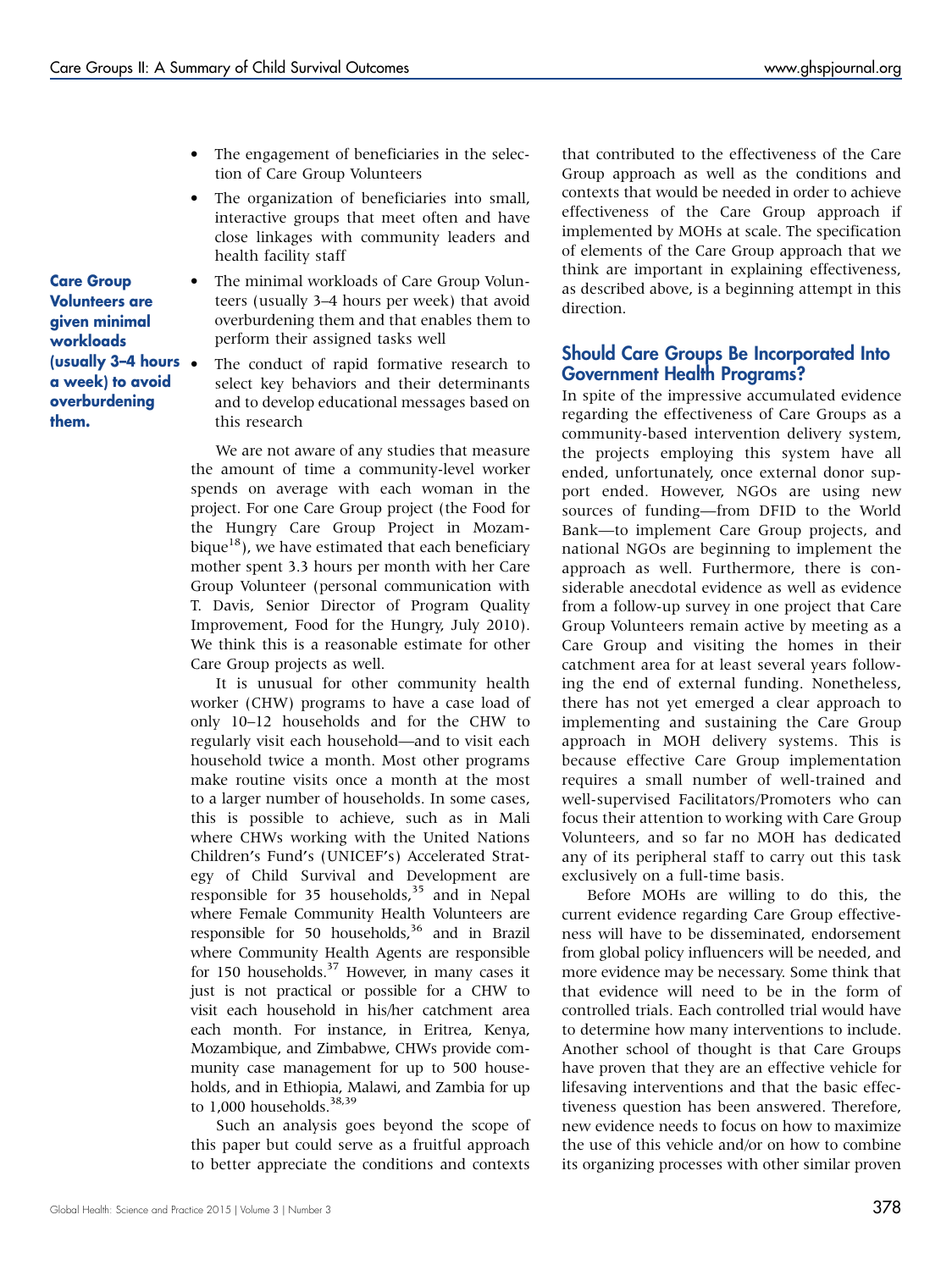- The engagement of beneficiaries in the selection of Care Group Volunteers
- The organization of beneficiaries into small, interactive groups that meet often and have close linkages with community leaders and health facility staff
- The minimal workloads of Care Group Volunteers (usually 3–4 hours per week) that avoid overburdening them and that enables them to perform their assigned tasks well
- The conduct of rapid formative research to select key behaviors and their determinants and to develop educational messages based on this research

**Care Group Volunteers are given minimal workloads (usually 3–4 hours a week) to avoid overburdening them.**

We are not aware of any studies that measure the amount of time a community-level worker spends on average with each woman in the project. For one Care Group project (the Food for the Hungry Care Group Project in Mozambique[18]), we have estimated that each beneficiary mother spent 3.3 hours per month with her Care Group Volunteer (personal communication with T. Davis, Senior Director of Program Quality Improvement, Food for the Hungry, July 2010). We think this is a reasonable estimate for other Care Group projects as well.

It is unusual for other community health worker (CHW) programs to have a case load of only 10–12 households and for the CHW to regularly visit each household—and to visit each household twice a month. Most other programs make routine visits once a month at the most to a larger number of households. In some cases, this is possible to achieve, such as in Mali where CHWs working with the United Nations Children's Fund's (UNICEF's) Accelerated Strategy of Child Survival and Development are responsible for 35 households,[35] and in Nepal where Female Community Health Volunteers are responsible for 50 households,[36] and in Brazil where Community Health Agents are responsible for 150 households.[37] However, in many cases it just is not practical or possible for a CHW to visit each household in his/her catchment area each month. For instance, in Eritrea, Kenya, Mozambique, and Zimbabwe, CHWs provide community case management for up to 500 households, and in Ethiopia, Malawi, and Zambia for up to 1,000 households.[38,39]

Such an analysis goes beyond the scope of this paper but could serve as a fruitful approach to better appreciate the conditions and contexts that contributed to the effectiveness of the Care Group approach as well as the conditions and contexts that would be needed in order to achieve effectiveness of the Care Group approach if implemented by MOHs at scale. The specification of elements of the Care Group approach that we think are important in explaining effectiveness, as described above, is a beginning attempt in this direction.

## Should Care Groups Be Incorporated Into Government Health Programs?

In spite of the impressive accumulated evidence regarding the effectiveness of Care Groups as a community-based intervention delivery system, the projects employing this system have all ended, unfortunately, once external donor support ended. However, NGOs are using new sources of funding—from DFID to the World Bank—to implement Care Group projects, and national NGOs are beginning to implement the approach as well. Furthermore, there is considerable anecdotal evidence as well as evidence from a follow-up survey in one project that Care Group Volunteers remain active by meeting as a Care Group and visiting the homes in their catchment area for at least several years following the end of external funding. Nonetheless, there has not yet emerged a clear approach to implementing and sustaining the Care Group approach in MOH delivery systems. This is because effective Care Group implementation requires a small number of well-trained and well-supervised Facilitators/Promoters who can focus their attention to working with Care Group Volunteers, and so far no MOH has dedicated any of its peripheral staff to carry out this task exclusively on a full-time basis.

Before MOHs are willing to do this, the current evidence regarding Care Group effectiveness will have to be disseminated, endorsement from global policy influencers will be needed, and more evidence may be necessary. Some think that that evidence will need to be in the form of controlled trials. Each controlled trial would have to determine how many interventions to include. Another school of thought is that Care Groups have proven that they are an effective vehicle for lifesaving interventions and that the basic effectiveness question has been answered. Therefore, new evidence needs to focus on how to maximize the use of this vehicle and/or on how to combine its organizing processes with other similar proven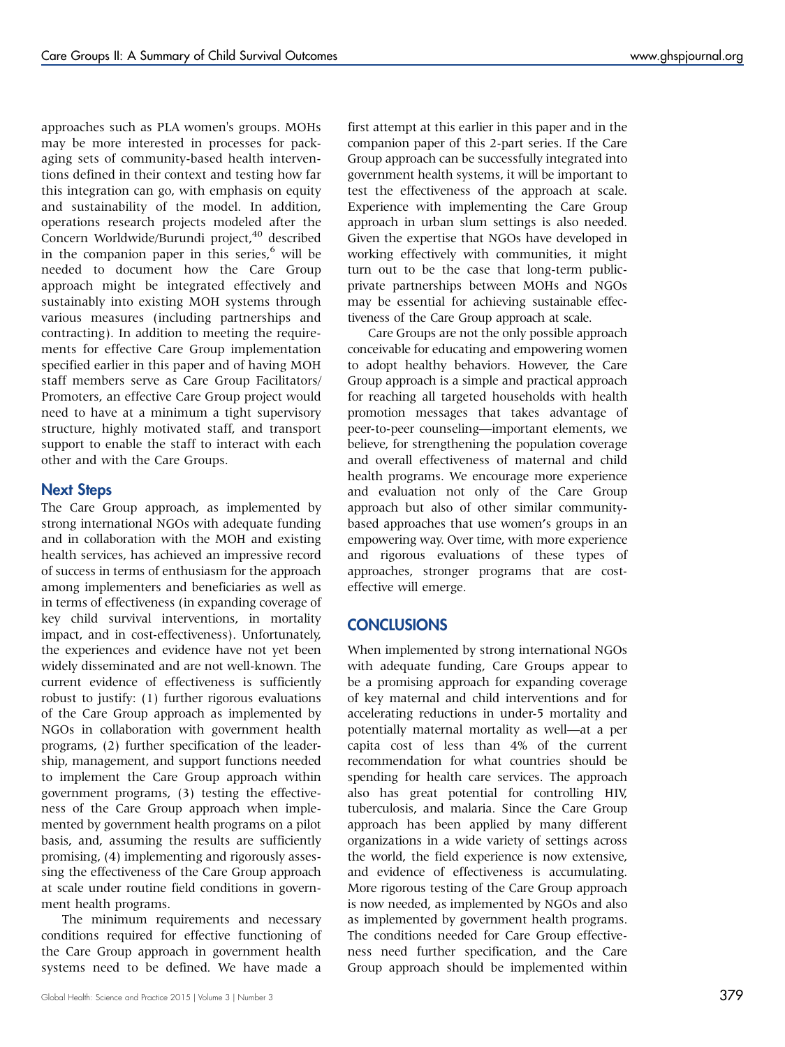approaches such as PLA women's groups. MOHs may be more interested in processes for packaging sets of community-based health interventions defined in their context and testing how far this integration can go, with emphasis on equity and sustainability of the model. In addition, operations research projects modeled after the Concern Worldwide/Burundi project,[40] described in the companion paper in this series,[6] will be needed to document how the Care Group approach might be integrated effectively and sustainably into existing MOH systems through various measures (including partnerships and contracting). In addition to meeting the requirements for effective Care Group implementation specified earlier in this paper and of having MOH staff members serve as Care Group Facilitators/Promoters, an effective Care Group project would need to have at a minimum a tight supervisory structure, highly motivated staff, and transport support to enable the staff to interact with each other and with the Care Groups.

### Next Steps

The Care Group approach, as implemented by strong international NGOs with adequate funding and in collaboration with the MOH and existing health services, has achieved an impressive record of success in terms of enthusiasm for the approach among implementers and beneficiaries as well as in terms of effectiveness (in expanding coverage of key child survival interventions, in mortality impact, and in cost-effectiveness). Unfortunately, the experiences and evidence have not yet been widely disseminated and are not well-known. The current evidence of effectiveness is sufficiently robust to justify: (1) further rigorous evaluations of the Care Group approach as implemented by NGOs in collaboration with government health programs, (2) further specification of the leadership, management, and support functions needed to implement the Care Group approach within government programs, (3) testing the effectiveness of the Care Group approach when implemented by government health programs on a pilot basis, and, assuming the results are sufficiently promising, (4) implementing and rigorously assessing the effectiveness of the Care Group approach at scale under routine field conditions in government health programs.

The minimum requirements and necessary conditions required for effective functioning of the Care Group approach in government health systems need to be defined. We have made a first attempt at this earlier in this paper and in the companion paper of this 2-part series. If the Care Group approach can be successfully integrated into government health systems, it will be important to test the effectiveness of the approach at scale. Experience with implementing the Care Group approach in urban slum settings is also needed. Given the expertise that NGOs have developed in working effectively with communities, it might turn out to be the case that long-term public-private partnerships between MOHs and NGOs may be essential for achieving sustainable effectiveness of the Care Group approach at scale.

Care Groups are not the only possible approach conceivable for educating and empowering women to adopt healthy behaviors. However, the Care Group approach is a simple and practical approach for reaching all targeted households with health promotion messages that takes advantage of peer-to-peer counseling—important elements, we believe, for strengthening the population coverage and overall effectiveness of maternal and child health programs. We encourage more experience and evaluation not only of the Care Group approach but also of other similar community-based approaches that use women's groups in an empowering way. Over time, with more experience and rigorous evaluations of these types of approaches, stronger programs that are cost-effective will emerge.

## CONCLUSIONS

When implemented by strong international NGOs with adequate funding, Care Groups appear to be a promising approach for expanding coverage of key maternal and child interventions and for accelerating reductions in under-5 mortality and potentially maternal mortality as well—at a per capita cost of less than 4% of the current recommendation for what countries should be spending for health care services. The approach also has great potential for controlling HIV, tuberculosis, and malaria. Since the Care Group approach has been applied by many different organizations in a wide variety of settings across the world, the field experience is now extensive, and evidence of effectiveness is accumulating. More rigorous testing of the Care Group approach is now needed, as implemented by NGOs and also as implemented by government health programs. The conditions needed for Care Group effectiveness need further specification, and the Care Group approach should be implemented within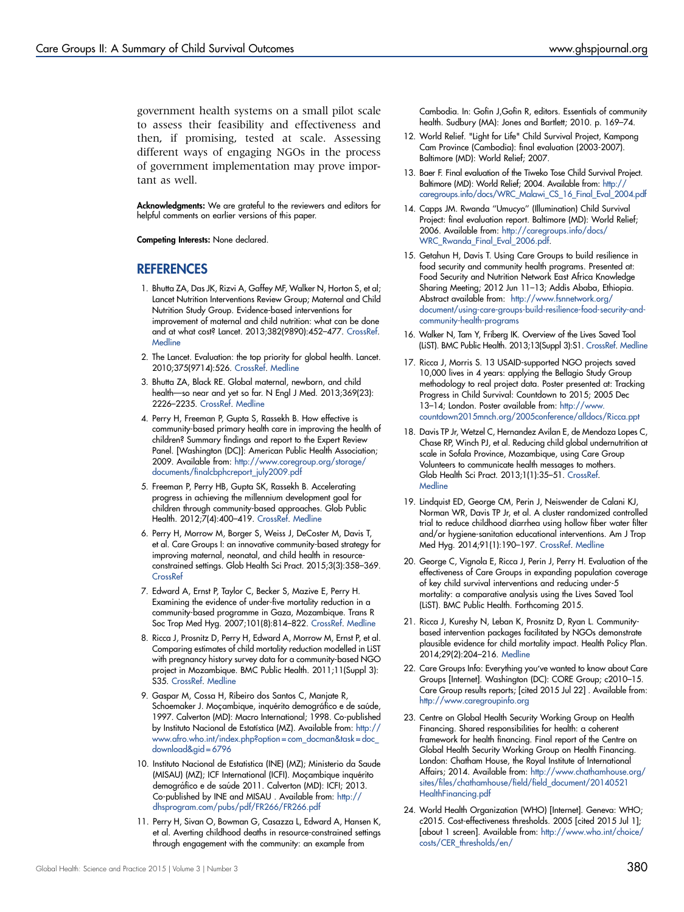government health systems on a small pilot scale to assess their feasibility and effectiveness and then, if promising, tested at scale. Assessing different ways of engaging NGOs in the process of government implementation may prove important as well.

**Acknowledgments:** We are grateful to the reviewers and editors for helpful comments on earlier versions of this paper.

**Competing Interests:** None declared.

## REFERENCES

1. Bhutta ZA, Das JK, Rizvi A, Gaffey MF, Walker N, Horton S, et al; Lancet Nutrition Interventions Review Group; Maternal and Child Nutrition Study Group. Evidence-based interventions for improvement of maternal and child nutrition: what can be done and at what cost? Lancet. 2013;382(9890):452–477. CrossRef. Medline
2. The Lancet. Evaluation: the top priority for global health. Lancet. 2010;375(9714):526. CrossRef. Medline
3. Bhutta ZA, Black RE. Global maternal, newborn, and child health—so near and yet so far. N Engl J Med. 2013;369(23): 2226–2235. CrossRef. Medline
4. Perry H, Freeman P, Gupta S, Rassekh B. How effective is community-based primary health care in improving the health of children? Summary findings and report to the Expert Review Panel. [Washington (DC)]: American Public Health Association; 2009. Available from: http://www.coregroup.org/storage/documents/finalcbphcreport_july2009.pdf
5. Freeman P, Perry HB, Gupta SK, Rassekh B. Accelerating progress in achieving the millennium development goal for children through community-based approaches. Glob Public Health. 2012;7(4):400–419. CrossRef. Medline
6. Perry H, Morrow M, Borger S, Weiss J, DeCoster M, Davis T, et al. Care Groups I: an innovative community-based strategy for improving maternal, neonatal, and child health in resource-constrained settings. Glob Health Sci Pract. 2015;3(3):358–369. CrossRef
7. Edward A, Ernst P, Taylor C, Becker S, Mazive E, Perry H. Examining the evidence of under-five mortality reduction in a community-based programme in Gaza, Mozambique. Trans R Soc Trop Med Hyg. 2007;101(8):814–822. CrossRef. Medline
8. Ricca J, Prosnitz D, Perry H, Edward A, Morrow M, Ernst P, et al. Comparing estimates of child mortality reduction modelled in LiST with pregnancy history survey data for a community-based NGO project in Mozambique. BMC Public Health. 2011;11(Suppl 3): S35. CrossRef. Medline
9. Gaspar M, Cossa H, Ribeiro dos Santos C, Manjate R, Schoemaker J. Moçambique, inquérito demográfico e de saúde, 1997. Calverton (MD): Macro International; 1998. Co-published by Instituto Nacional de Estatística (MZ). Available from: http://www.afro.who.int/index.php?option=com_docman&task=doc_download&gid=6796
10. Instituto Nacional de Estatistica (INE) (MZ); Ministerio da Saude (MISAU) (MZ); ICF International (ICFI). Moçambique inquérito demográfico e de saúde 2011. Calverton (MD): ICFI; 2013. Co-published by INE and MISAU . Available from: http://dhsprogram.com/pubs/pdf/FR266/FR266.pdf
11. Perry H, Sivan O, Bowman G, Casazza L, Edward A, Hansen K, et al. Averting childhood deaths in resource-constrained settings through engagement with the community: an example from Cambodia. In: Gofin J,Gofin R, editors. Essentials of community health. Sudbury (MA): Jones and Bartlett; 2010. p. 169–74.
12. World Relief. "Light for Life" Child Survival Project, Kampong Cam Province (Cambodia): final evaluation (2003-2007). Baltimore (MD): World Relief; 2007.
13. Baer F. Final evaluation of the Tiweko Tose Child Survival Project. Baltimore (MD): World Relief; 2004. Available from: http://caregroups.info/docs/WRC_Malawi_CS_16_Final_Eval_2004.pdf
14. Capps JM. Rwanda "Umucyo" (Illumination) Child Survival Project: final evaluation report. Baltimore (MD): World Relief; 2006. Available from: http://caregroups.info/docs/WRC_Rwanda_Final_Eval_2006.pdf.
15. Getahun H, Davis T. Using Care Groups to build resilience in food security and community health programs. Presented at: Food Security and Nutrition Network East Africa Knowledge Sharing Meeting; 2012 Jun 11–13; Addis Ababa, Ethiopia. Abstract available from: http://www.fsnnetwork.org/document/using-care-groups-build-resilience-food-security-and-community-health-programs
16. Walker N, Tam Y, Friberg IK. Overview of the Lives Saved Tool (LiST). BMC Public Health. 2013;13(Suppl 3):S1. CrossRef. Medline
17. Ricca J, Morris S. 13 USAID-supported NGO projects saved 10,000 lives in 4 years: applying the Bellagio Study Group methodology to real project data. Poster presented at: Tracking Progress in Child Survival: Countdown to 2015; 2005 Dec 13–14; London. Poster available from: http://www.countdown2015mnch.org/2005conference/alldocs/Ricca.ppt
18. Davis TP Jr, Wetzel C, Hernandez Avilan E, de Mendoza Lopes C, Chase RP, Winch PJ, et al. Reducing child global undernutrition at scale in Sofala Province, Mozambique, using Care Group Volunteers to communicate health messages to mothers. Glob Health Sci Pract. 2013;1(1):35–51. CrossRef. Medline
19. Lindquist ED, George CM, Perin J, Neiswender de Calani KJ, Norman WR, Davis TP Jr, et al. A cluster randomized controlled trial to reduce childhood diarrhea using hollow fiber water filter and/or hygiene-sanitation educational interventions. Am J Trop Med Hyg. 2014;91(1):190–197. CrossRef. Medline
20. George C, Vignola E, Ricca J, Perin J, Perry H. Evaluation of the effectiveness of Care Groups in expanding population coverage of key child survival interventions and reducing under-5 mortality: a comparative analysis using the Lives Saved Tool (LiST). BMC Public Health. Forthcoming 2015.
21. Ricca J, Kureshy N, Leban K, Prosnitz D, Ryan L. Community-based intervention packages facilitated by NGOs demonstrate plausible evidence for child mortality impact. Health Policy Plan. 2014;29(2):204–216. Medline
22. Care Groups Info: Everything you've wanted to know about Care Groups [Internet]. Washington (DC): CORE Group; c2010–15. Care Group results reports; [cited 2015 Jul 22] . Available from: http://www.caregroupinfo.org
23. Centre on Global Health Security Working Group on Health Financing. Shared responsibilities for health: a coherent framework for health financing. Final report of the Centre on Global Health Security Working Group on Health Financing. London: Chatham House, the Royal Institute of International Affairs; 2014. Available from: http://www.chathamhouse.org/sites/files/chathamhouse/field/field_document/20140521HealthFinancing.pdf
24. World Health Organization (WHO) [Internet]. Geneva: WHO; c2015. Cost-effectiveness thresholds. 2005 [cited 2015 Jul 1]; [about 1 screen]. Available from: http://www.who.int/choice/costs/CER_thresholds/en/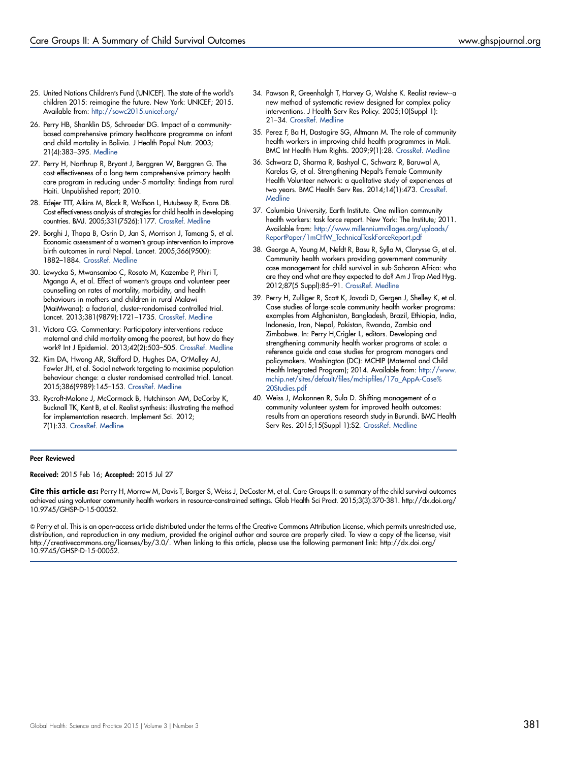25. United Nations Children's Fund (UNICEF). The state of the world's children 2015: reimagine the future. New York: UNICEF; 2015. Available from: http://sowc2015.unicef.org/

26. Perry HB, Shanklin DS, Schroeder DG. Impact of a community-based comprehensive primary healthcare programme on infant and child mortality in Bolivia. J Health Popul Nutr. 2003; 21(4):383–395. Medline

27. Perry H, Northrup R, Bryant J, Berggren W, Berggren G. The cost-effectiveness of a long-term comprehensive primary health care program in reducing under-5 mortality: findings from rural Haiti. Unpublished report; 2010.

28. Edejer TTT, Aikins M, Black R, Wolfson L, Hutubessy R, Evans DB. Cost effectiveness analysis of strategies for child health in developing countries. BMJ. 2005;331(7526):1177. CrossRef. Medline

29. Borghi J, Thapa B, Osrin D, Jan S, Morrison J, Tamang S, et al. Economic assessment of a women's group intervention to improve birth outcomes in rural Nepal. Lancet. 2005;366(9500): 1882–1884. CrossRef. Medline

30. Lewycka S, Mwansambo C, Rosato M, Kazembe P, Phiri T, Mganga A, et al. Effect of women's groups and volunteer peer counselling on rates of mortality, morbidity, and health behaviours in mothers and children in rural Malawi (MaiMwana): a factorial, cluster-randomised controlled trial. Lancet. 2013;381(9879):1721–1735. CrossRef. Medline

31. Victora CG. Commentary: Participatory interventions reduce maternal and child mortality among the poorest, but how do they work? Int J Epidemiol. 2013;42(2):503–505. CrossRef. Medline

32. Kim DA, Hwong AR, Stafford D, Hughes DA, O'Malley AJ, Fowler JH, et al. Social network targeting to maximise population behaviour change: a cluster randomised controlled trial. Lancet. 2015;386(9989):145–153. CrossRef. Medline

33. Rycroft-Malone J, McCormack B, Hutchinson AM, DeCorby K, Bucknall TK, Kent B, et al. Realist synthesis: illustrating the method for implementation research. Implement Sci. 2012; 7(1):33. CrossRef. Medline

34. Pawson R, Greenhalgh T, Harvey G, Walshe K. Realist review--a new method of systematic review designed for complex policy interventions. J Health Serv Res Policy. 2005;10(Suppl 1): 21–34. CrossRef. Medline

35. Perez F, Ba H, Dastagire SG, Altmann M. The role of community health workers in improving child health programmes in Mali. BMC Int Health Hum Rights. 2009;9(1):28. CrossRef. Medline

36. Schwarz D, Sharma R, Bashyal C, Schwarz R, Baruwal A, Karelas G, et al. Strengthening Nepal's Female Community Health Volunteer network: a qualitative study of experiences at two years. BMC Health Serv Res. 2014;14(1):473. CrossRef. Medline

37. Columbia University, Earth Institute. One million community health workers: task force report. New York: The Institute; 2011. Available from: http://www.millenniumvillages.org/uploads/ReportPaper/1mCHW_TechnicalTaskForceReport.pdf

38. George A, Young M, Nefdt R, Basu R, Sylla M, Clarysse G, et al. Community health workers providing government community case management for child survival in sub-Saharan Africa: who are they and what are they expected to do? Am J Trop Med Hyg. 2012;87(5 Suppl):85–91. CrossRef. Medline

39. Perry H, Zulliger R, Scott K, Javadi D, Gergen J, Shelley K, et al. Case studies of large-scale community health worker programs: examples from Afghanistan, Bangladesh, Brazil, Ethiopia, India, Indonesia, Iran, Nepal, Pakistan, Rwanda, Zambia and Zimbabwe. In: Perry H,Crigler L, editors. Developing and strengthening community health worker programs at scale: a reference guide and case studies for program managers and policymakers. Washington (DC): MCHIP (Maternal and Child Health Integrated Program); 2014. Available from: http://www.mchip.net/sites/default/files/mchipfiles/17a_AppA-Case%20Studies.pdf

40. Weiss J, Makonnen R, Sula D. Shifting management of a community volunteer system for improved health outcomes: results from an operations research study in Burundi. BMC Health Serv Res. 2015;15(Suppl 1):S2. CrossRef. Medline

---

**Peer Reviewed**

**Received:** 2015 Feb 16; **Accepted:** 2015 Jul 27

**Cite this article as:** Perry H, Morrow M, Davis T, Borger S, Weiss J, DeCoster M, et al. Care Groups II: a summary of the child survival outcomes achieved using volunteer community health workers in resource-constrained settings. Glob Health Sci Pract. 2015;3(3):370-381. http://dx.doi.org/10.9745/GHSP-D-15-00052.

© Perry et al. This is an open-access article distributed under the terms of the Creative Commons Attribution License, which permits unrestricted use, distribution, and reproduction in any medium, provided the original author and source are properly cited. To view a copy of the license, visit http://creativecommons.org/licenses/by/3.0/. When linking to this article, please use the following permanent link: http://dx.doi.org/10.9745/GHSP-D-15-00052.